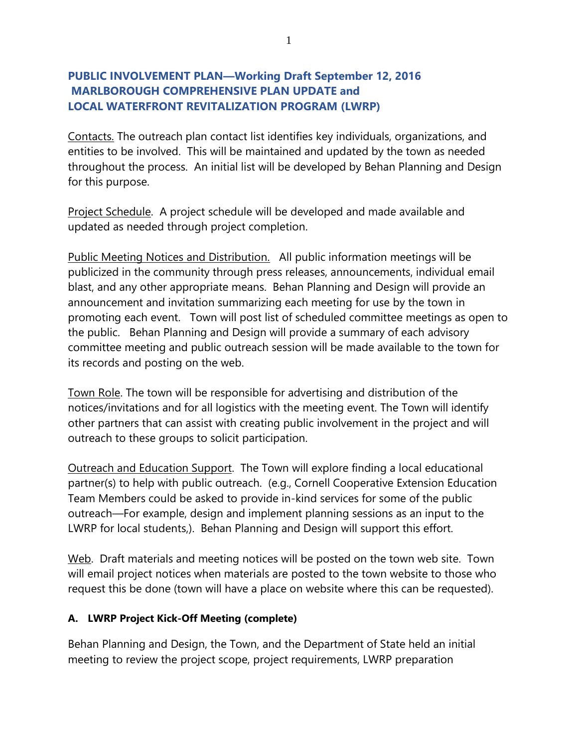**PUBLIC INVOLVEMENT PLAN—Working Draft September 12, 2016**
**MARLBOROUGH COMPREHENSIVE PLAN UPDATE and**
**LOCAL WATERFRONT REVITALIZATION PROGRAM (LWRP)**

Contacts. The outreach plan contact list identifies key individuals, organizations, and entities to be involved. This will be maintained and updated by the town as needed throughout the process. An initial list will be developed by Behan Planning and Design for this purpose.

Project Schedule. A project schedule will be developed and made available and updated as needed through project completion.

Public Meeting Notices and Distribution. All public information meetings will be publicized in the community through press releases, announcements, individual email blast, and any other appropriate means. Behan Planning and Design will provide an announcement and invitation summarizing each meeting for use by the town in promoting each event. Town will post list of scheduled committee meetings as open to the public. Behan Planning and Design will provide a summary of each advisory committee meeting and public outreach session will be made available to the town for its records and posting on the web.

Town Role. The town will be responsible for advertising and distribution of the notices/invitations and for all logistics with the meeting event. The Town will identify other partners that can assist with creating public involvement in the project and will outreach to these groups to solicit participation.

Outreach and Education Support. The Town will explore finding a local educational partner(s) to help with public outreach. (e.g., Cornell Cooperative Extension Education Team Members could be asked to provide in-kind services for some of the public outreach—For example, design and implement planning sessions as an input to the LWRP for local students,). Behan Planning and Design will support this effort.

Web. Draft materials and meeting notices will be posted on the town web site. Town will email project notices when materials are posted to the town website to those who request this be done (town will have a place on website where this can be requested).

### A. LWRP Project Kick-Off Meeting (complete)

Behan Planning and Design, the Town, and the Department of State held an initial meeting to review the project scope, project requirements, LWRP preparation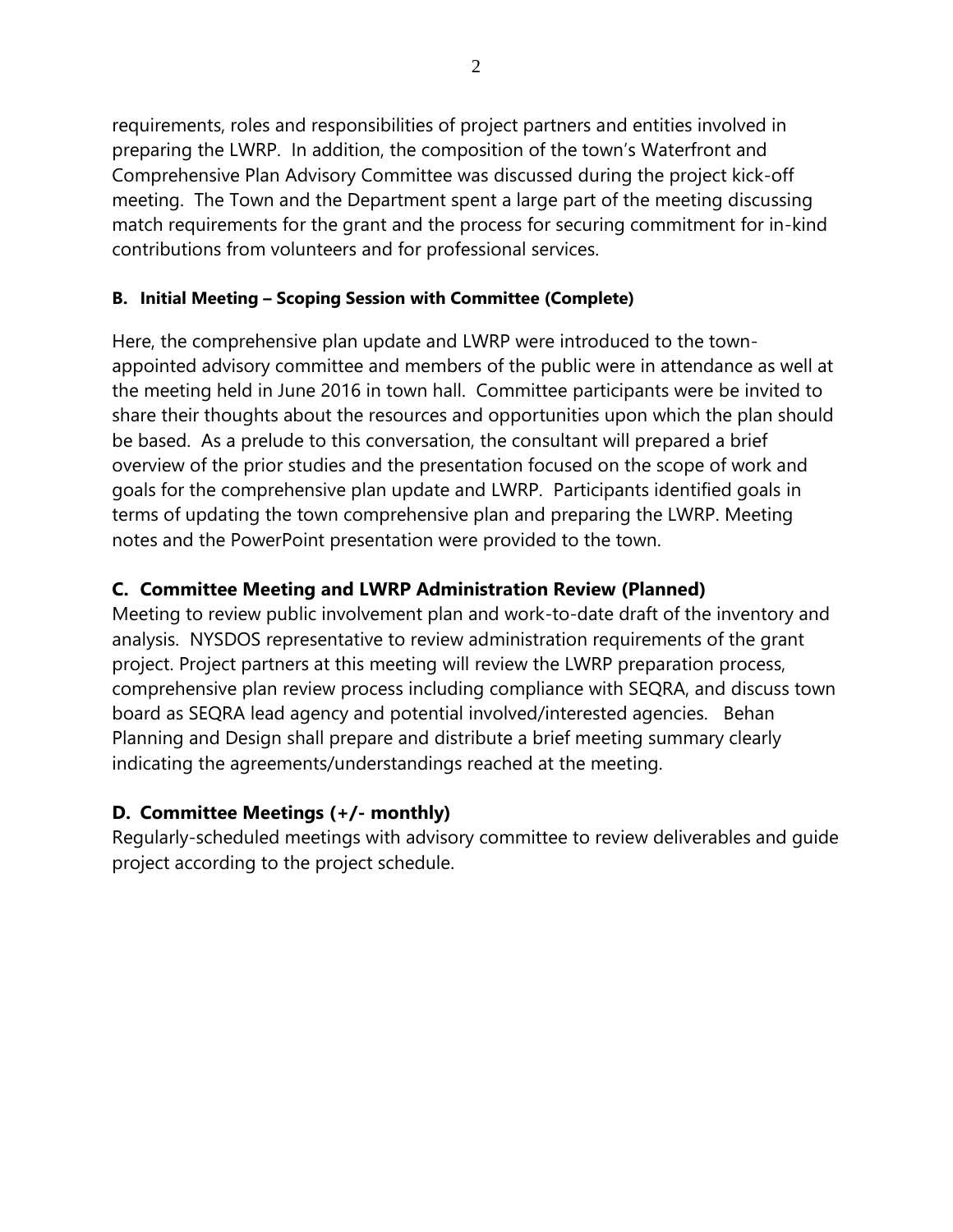requirements, roles and responsibilities of project partners and entities involved in preparing the LWRP. In addition, the composition of the town's Waterfront and Comprehensive Plan Advisory Committee was discussed during the project kick-off meeting. The Town and the Department spent a large part of the meeting discussing match requirements for the grant and the process for securing commitment for in-kind contributions from volunteers and for professional services.

### B. Initial Meeting – Scoping Session with Committee (Complete)

Here, the comprehensive plan update and LWRP were introduced to the town-appointed advisory committee and members of the public were in attendance as well at the meeting held in June 2016 in town hall. Committee participants were be invited to share their thoughts about the resources and opportunities upon which the plan should be based. As a prelude to this conversation, the consultant will prepared a brief overview of the prior studies and the presentation focused on the scope of work and goals for the comprehensive plan update and LWRP. Participants identified goals in terms of updating the town comprehensive plan and preparing the LWRP. Meeting notes and the PowerPoint presentation were provided to the town.

### C. Committee Meeting and LWRP Administration Review (Planned)

Meeting to review public involvement plan and work-to-date draft of the inventory and analysis. NYSDOS representative to review administration requirements of the grant project. Project partners at this meeting will review the LWRP preparation process, comprehensive plan review process including compliance with SEQRA, and discuss town board as SEQRA lead agency and potential involved/interested agencies. Behan Planning and Design shall prepare and distribute a brief meeting summary clearly indicating the agreements/understandings reached at the meeting.

### D. Committee Meetings (+/- monthly)

Regularly-scheduled meetings with advisory committee to review deliverables and guide project according to the project schedule.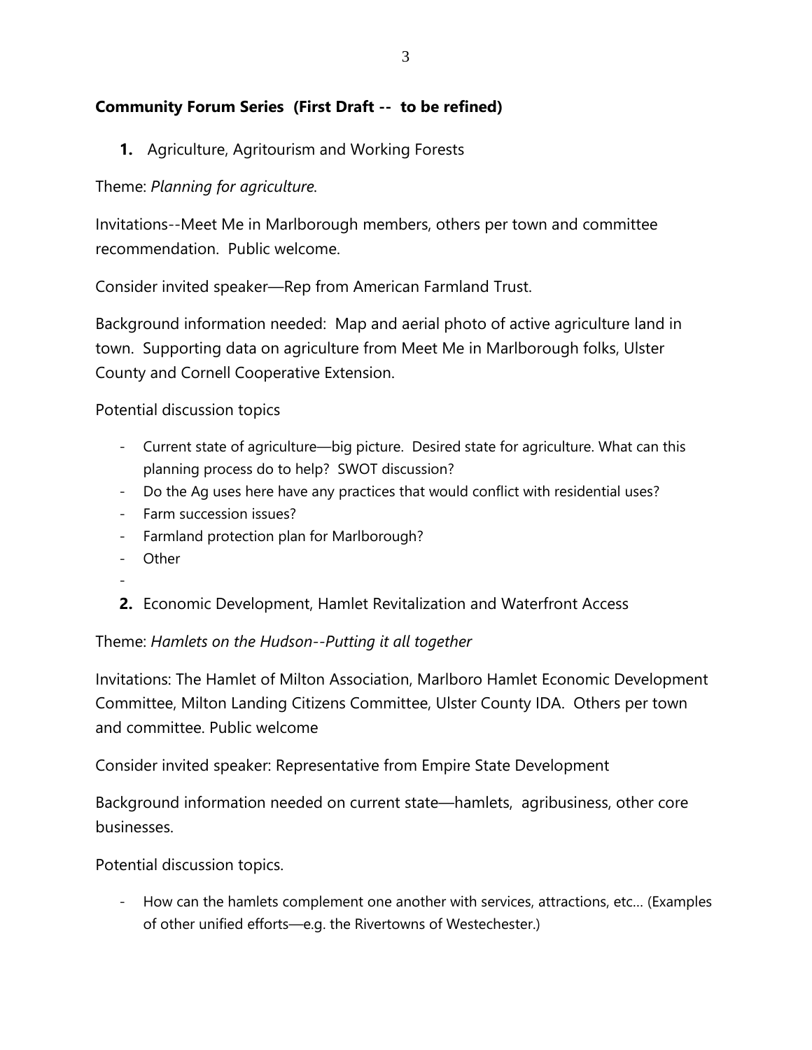**Community Forum Series (First Draft -- to be refined)**

1. Agriculture, Agritourism and Working Forests

Theme: *Planning for agriculture.*

Invitations--Meet Me in Marlborough members, others per town and committee recommendation. Public welcome.

Consider invited speaker—Rep from American Farmland Trust.

Background information needed: Map and aerial photo of active agriculture land in town. Supporting data on agriculture from Meet Me in Marlborough folks, Ulster County and Cornell Cooperative Extension.

Potential discussion topics

- Current state of agriculture—big picture. Desired state for agriculture. What can this planning process do to help? SWOT discussion?
- Do the Ag uses here have any practices that would conflict with residential uses?
- Farm succession issues?
- Farmland protection plan for Marlborough?
- Other
-

2. Economic Development, Hamlet Revitalization and Waterfront Access

Theme: *Hamlets on the Hudson--Putting it all together*

Invitations: The Hamlet of Milton Association, Marlboro Hamlet Economic Development Committee, Milton Landing Citizens Committee, Ulster County IDA. Others per town and committee. Public welcome

Consider invited speaker: Representative from Empire State Development

Background information needed on current state—hamlets, agribusiness, other core businesses.

Potential discussion topics.

- How can the hamlets complement one another with services, attractions, etc… (Examples of other unified efforts—e.g. the Rivertowns of Westechester.)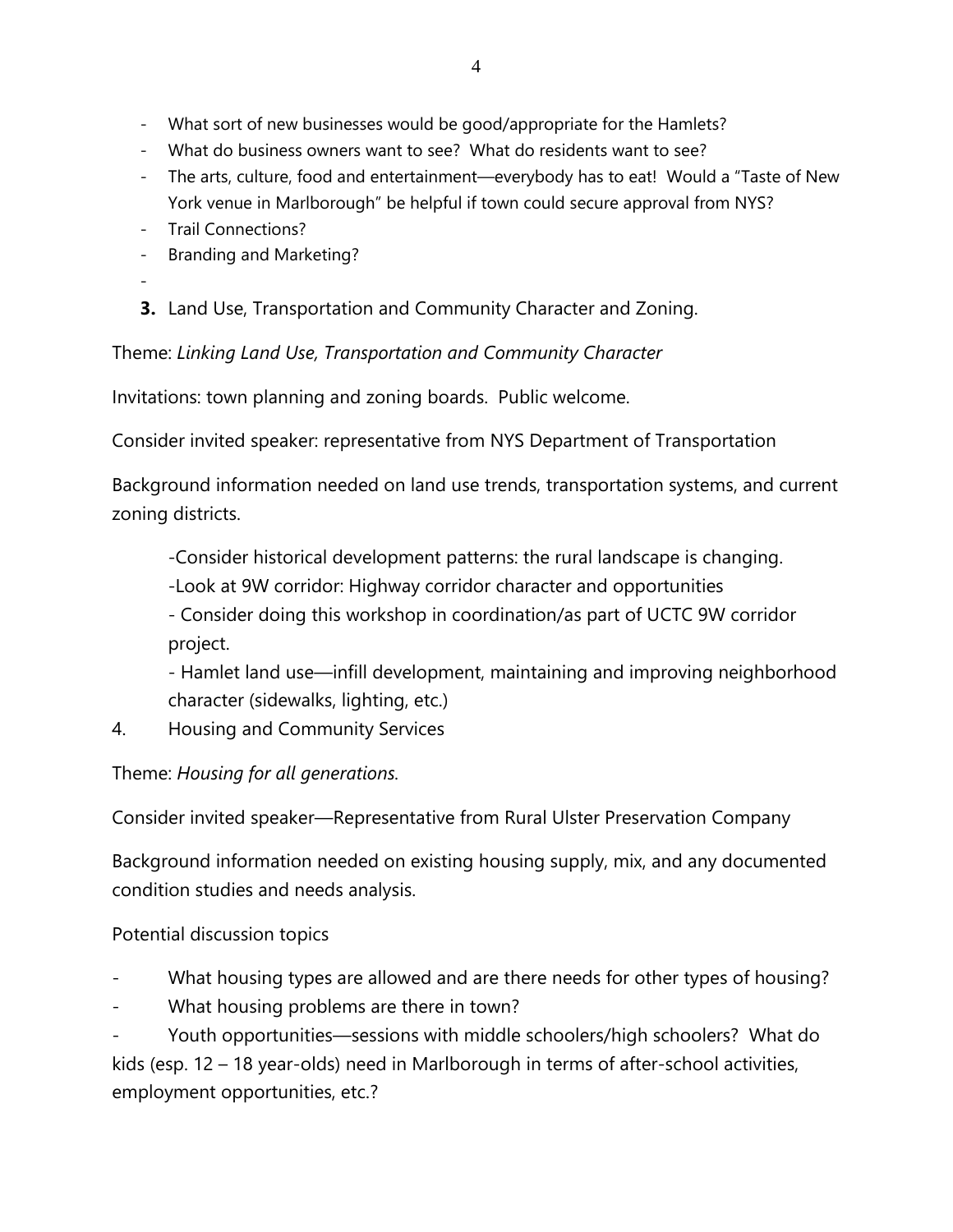- What sort of new businesses would be good/appropriate for the Hamlets?
- What do business owners want to see? What do residents want to see?
- The arts, culture, food and entertainment—everybody has to eat! Would a "Taste of New York venue in Marlborough" be helpful if town could secure approval from NYS?
- Trail Connections?
- Branding and Marketing?
-

**3.** Land Use, Transportation and Community Character and Zoning.

Theme: *Linking Land Use, Transportation and Community Character*

Invitations: town planning and zoning boards. Public welcome.

Consider invited speaker: representative from NYS Department of Transportation

Background information needed on land use trends, transportation systems, and current zoning districts.

-Consider historical development patterns: the rural landscape is changing.

-Look at 9W corridor: Highway corridor character and opportunities

- Consider doing this workshop in coordination/as part of UCTC 9W corridor project.

- Hamlet land use—infill development, maintaining and improving neighborhood character (sidewalks, lighting, etc.)

4. Housing and Community Services

Theme: *Housing for all generations.*

Consider invited speaker—Representative from Rural Ulster Preservation Company

Background information needed on existing housing supply, mix, and any documented condition studies and needs analysis.

Potential discussion topics

- What housing types are allowed and are there needs for other types of housing?
- What housing problems are there in town?
- Youth opportunities—sessions with middle schoolers/high schoolers? What do kids (esp. 12 – 18 year-olds) need in Marlborough in terms of after-school activities, employment opportunities, etc.?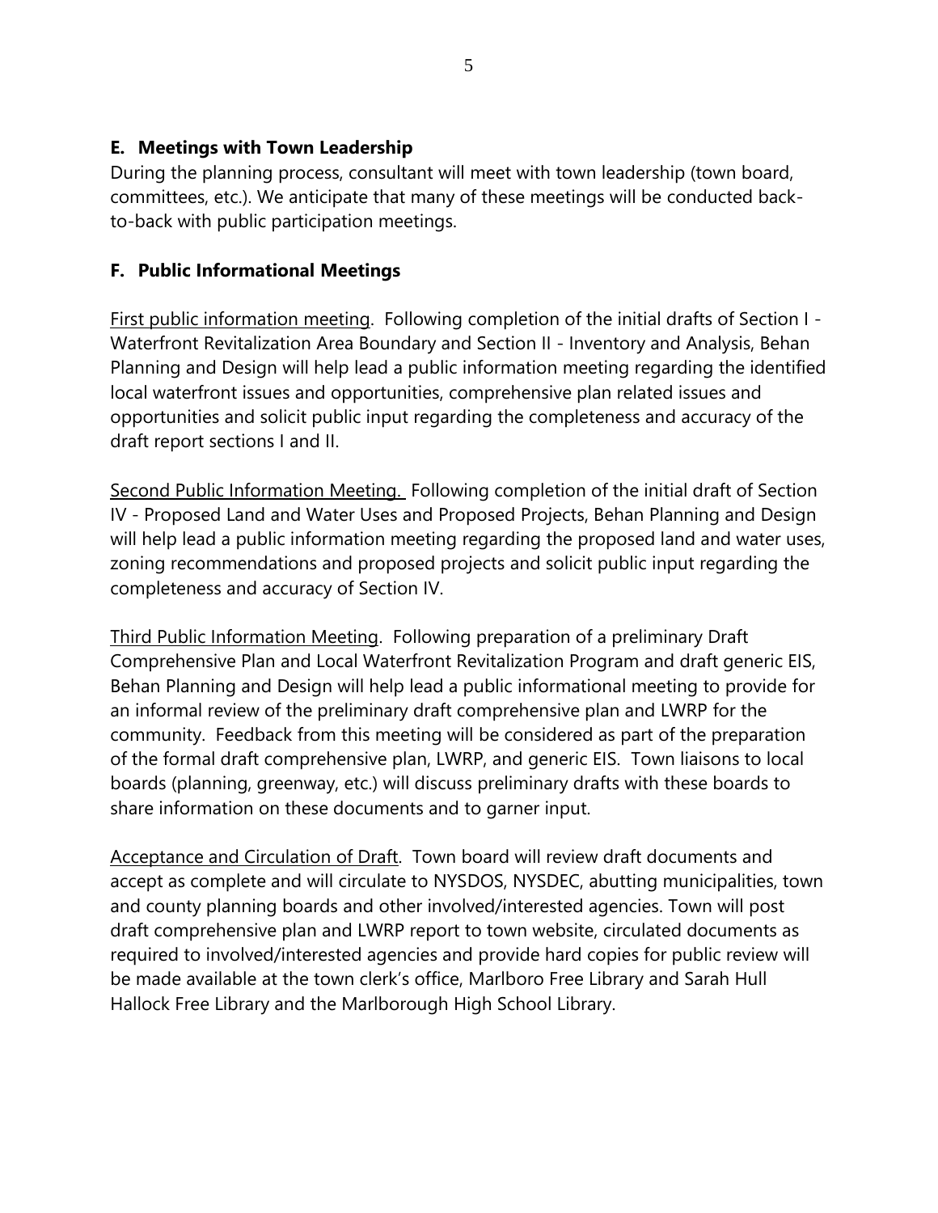### E. Meetings with Town Leadership

During the planning process, consultant will meet with town leadership (town board, committees, etc.). We anticipate that many of these meetings will be conducted back-to-back with public participation meetings.

### F. Public Informational Meetings

First public information meeting. Following completion of the initial drafts of Section I - Waterfront Revitalization Area Boundary and Section II - Inventory and Analysis, Behan Planning and Design will help lead a public information meeting regarding the identified local waterfront issues and opportunities, comprehensive plan related issues and opportunities and solicit public input regarding the completeness and accuracy of the draft report sections I and II.

Second Public Information Meeting. Following completion of the initial draft of Section IV - Proposed Land and Water Uses and Proposed Projects, Behan Planning and Design will help lead a public information meeting regarding the proposed land and water uses, zoning recommendations and proposed projects and solicit public input regarding the completeness and accuracy of Section IV.

Third Public Information Meeting. Following preparation of a preliminary Draft Comprehensive Plan and Local Waterfront Revitalization Program and draft generic EIS, Behan Planning and Design will help lead a public informational meeting to provide for an informal review of the preliminary draft comprehensive plan and LWRP for the community. Feedback from this meeting will be considered as part of the preparation of the formal draft comprehensive plan, LWRP, and generic EIS. Town liaisons to local boards (planning, greenway, etc.) will discuss preliminary drafts with these boards to share information on these documents and to garner input.

Acceptance and Circulation of Draft. Town board will review draft documents and accept as complete and will circulate to NYSDOS, NYSDEC, abutting municipalities, town and county planning boards and other involved/interested agencies. Town will post draft comprehensive plan and LWRP report to town website, circulated documents as required to involved/interested agencies and provide hard copies for public review will be made available at the town clerk's office, Marlboro Free Library and Sarah Hull Hallock Free Library and the Marlborough High School Library.